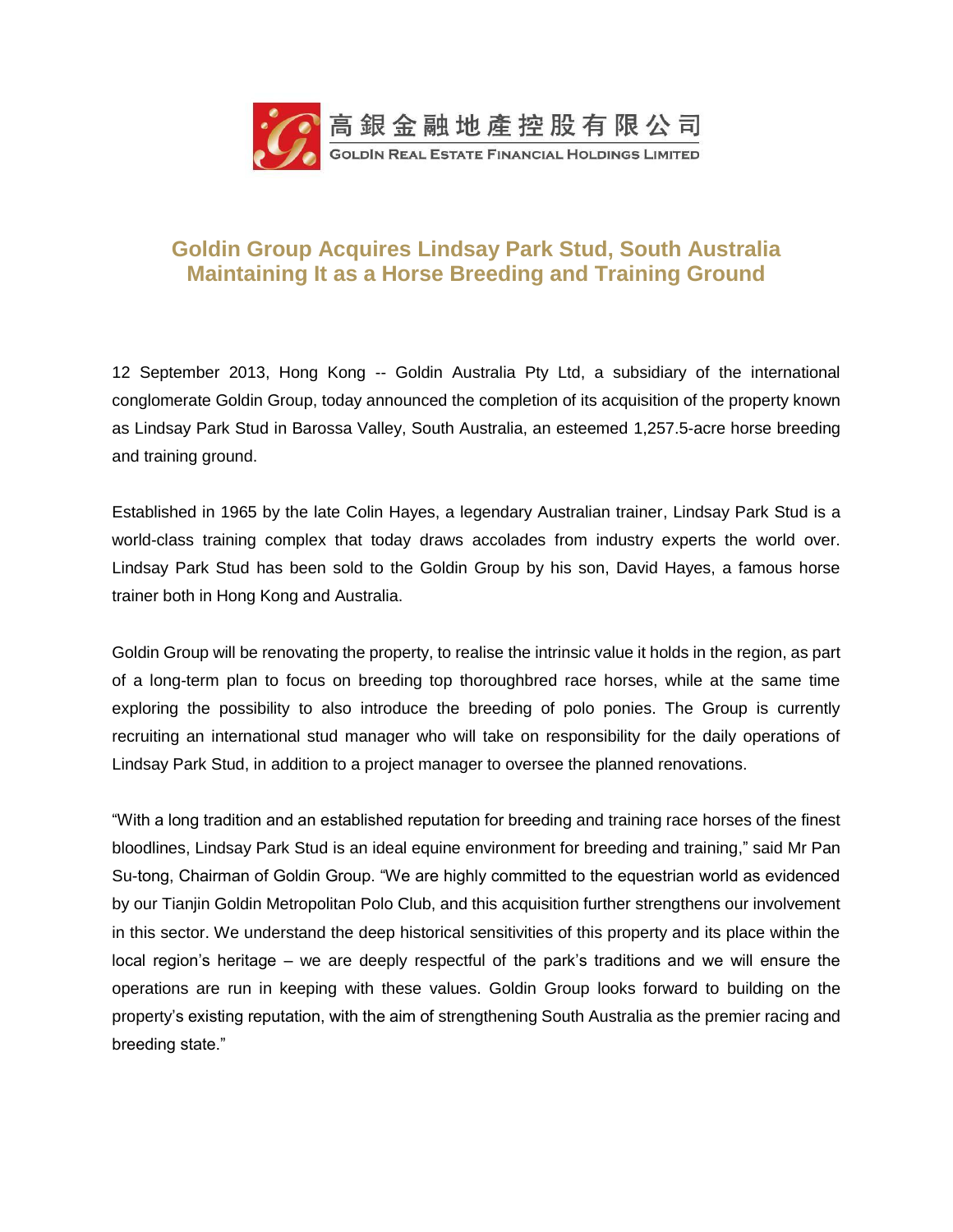高銀金融地產控股有限公司

GOLDIN REAL ESTATE FINANCIAL HOLDINGS LIMITED

# Goldin Group Acquires Lindsay Park Stud, South Australia Maintaining It as a Horse Breeding and Training Ground

12 September 2013, Hong Kong -- Goldin Australia Pty Ltd, a subsidiary of the international conglomerate Goldin Group, today announced the completion of its acquisition of the property known as Lindsay Park Stud in Barossa Valley, South Australia, an esteemed 1,257.5-acre horse breeding and training ground.

Established in 1965 by the late Colin Hayes, a legendary Australian trainer, Lindsay Park Stud is a world-class training complex that today draws accolades from industry experts the world over. Lindsay Park Stud has been sold to the Goldin Group by his son, David Hayes, a famous horse trainer both in Hong Kong and Australia.

Goldin Group will be renovating the property, to realise the intrinsic value it holds in the region, as part of a long-term plan to focus on breeding top thoroughbred race horses, while at the same time exploring the possibility to also introduce the breeding of polo ponies. The Group is currently recruiting an international stud manager who will take on responsibility for the daily operations of Lindsay Park Stud, in addition to a project manager to oversee the planned renovations.

"With a long tradition and an established reputation for breeding and training race horses of the finest bloodlines, Lindsay Park Stud is an ideal equine environment for breeding and training," said Mr Pan Su-tong, Chairman of Goldin Group. "We are highly committed to the equestrian world as evidenced by our Tianjin Goldin Metropolitan Polo Club, and this acquisition further strengthens our involvement in this sector. We understand the deep historical sensitivities of this property and its place within the local region's heritage – we are deeply respectful of the park's traditions and we will ensure the operations are run in keeping with these values. Goldin Group looks forward to building on the property's existing reputation, with the aim of strengthening South Australia as the premier racing and breeding state."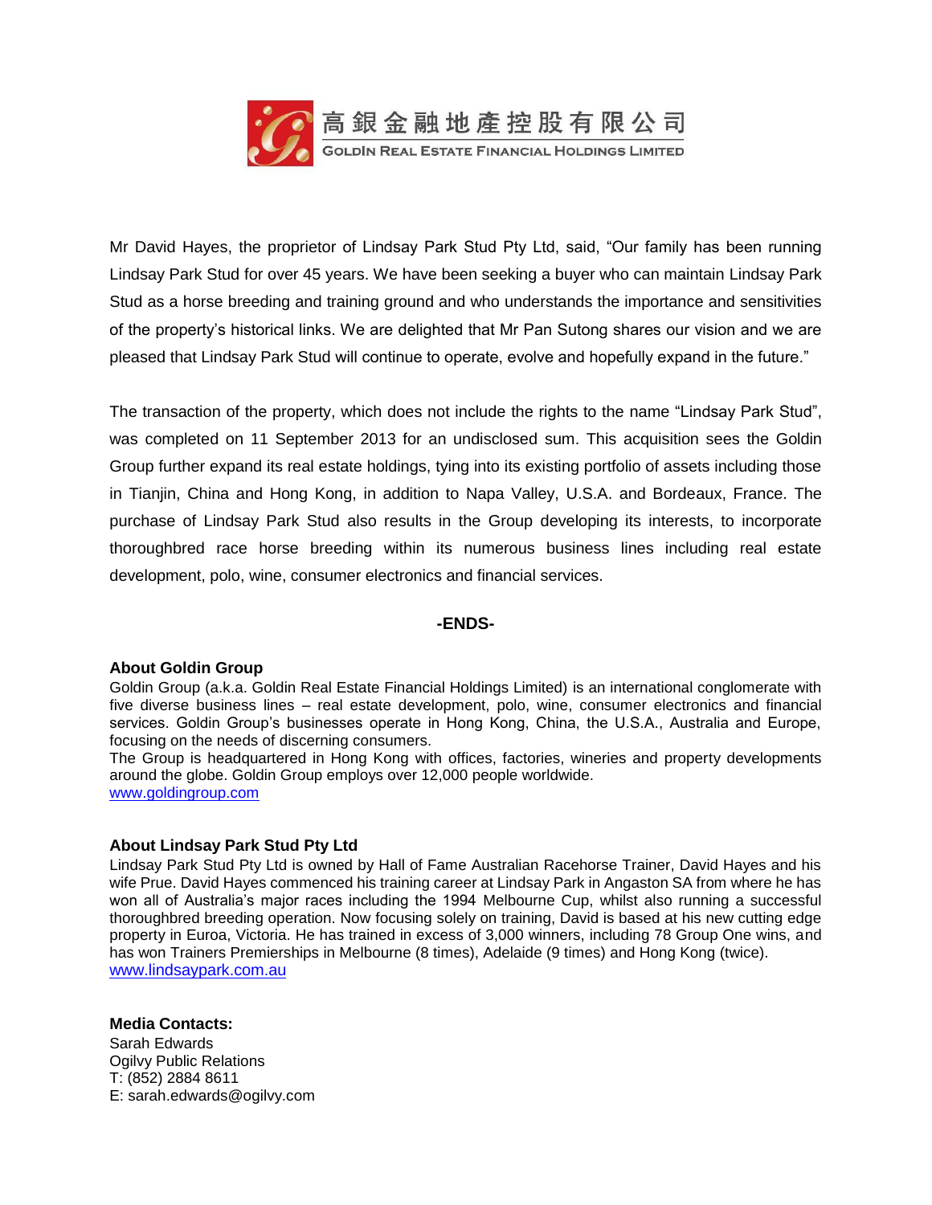高銀金融地產控股有限公司
GOLDIN REAL ESTATE FINANCIAL HOLDINGS LIMITED

Mr David Hayes, the proprietor of Lindsay Park Stud Pty Ltd, said, "Our family has been running Lindsay Park Stud for over 45 years. We have been seeking a buyer who can maintain Lindsay Park Stud as a horse breeding and training ground and who understands the importance and sensitivities of the property's historical links. We are delighted that Mr Pan Sutong shares our vision and we are pleased that Lindsay Park Stud will continue to operate, evolve and hopefully expand in the future."

The transaction of the property, which does not include the rights to the name "Lindsay Park Stud", was completed on 11 September 2013 for an undisclosed sum. This acquisition sees the Goldin Group further expand its real estate holdings, tying into its existing portfolio of assets including those in Tianjin, China and Hong Kong, in addition to Napa Valley, U.S.A. and Bordeaux, France. The purchase of Lindsay Park Stud also results in the Group developing its interests, to incorporate thoroughbred race horse breeding within its numerous business lines including real estate development, polo, wine, consumer electronics and financial services.

**-ENDS-**

**About Goldin Group**

Goldin Group (a.k.a. Goldin Real Estate Financial Holdings Limited) is an international conglomerate with five diverse business lines – real estate development, polo, wine, consumer electronics and financial services. Goldin Group's businesses operate in Hong Kong, China, the U.S.A., Australia and Europe, focusing on the needs of discerning consumers.

The Group is headquartered in Hong Kong with offices, factories, wineries and property developments around the globe. Goldin Group employs over 12,000 people worldwide.

www.goldingroup.com

**About Lindsay Park Stud Pty Ltd**

Lindsay Park Stud Pty Ltd is owned by Hall of Fame Australian Racehorse Trainer, David Hayes and his wife Prue. David Hayes commenced his training career at Lindsay Park in Angaston SA from where he has won all of Australia's major races including the 1994 Melbourne Cup, whilst also running a successful thoroughbred breeding operation. Now focusing solely on training, David is based at his new cutting edge property in Euroa, Victoria. He has trained in excess of 3,000 winners, including 78 Group One wins, and has won Trainers Premierships in Melbourne (8 times), Adelaide (9 times) and Hong Kong (twice).

www.lindsaypark.com.au

**Media Contacts:**

Sarah Edwards
Ogilvy Public Relations
T: (852) 2884 8611
E: sarah.edwards@ogilvy.com